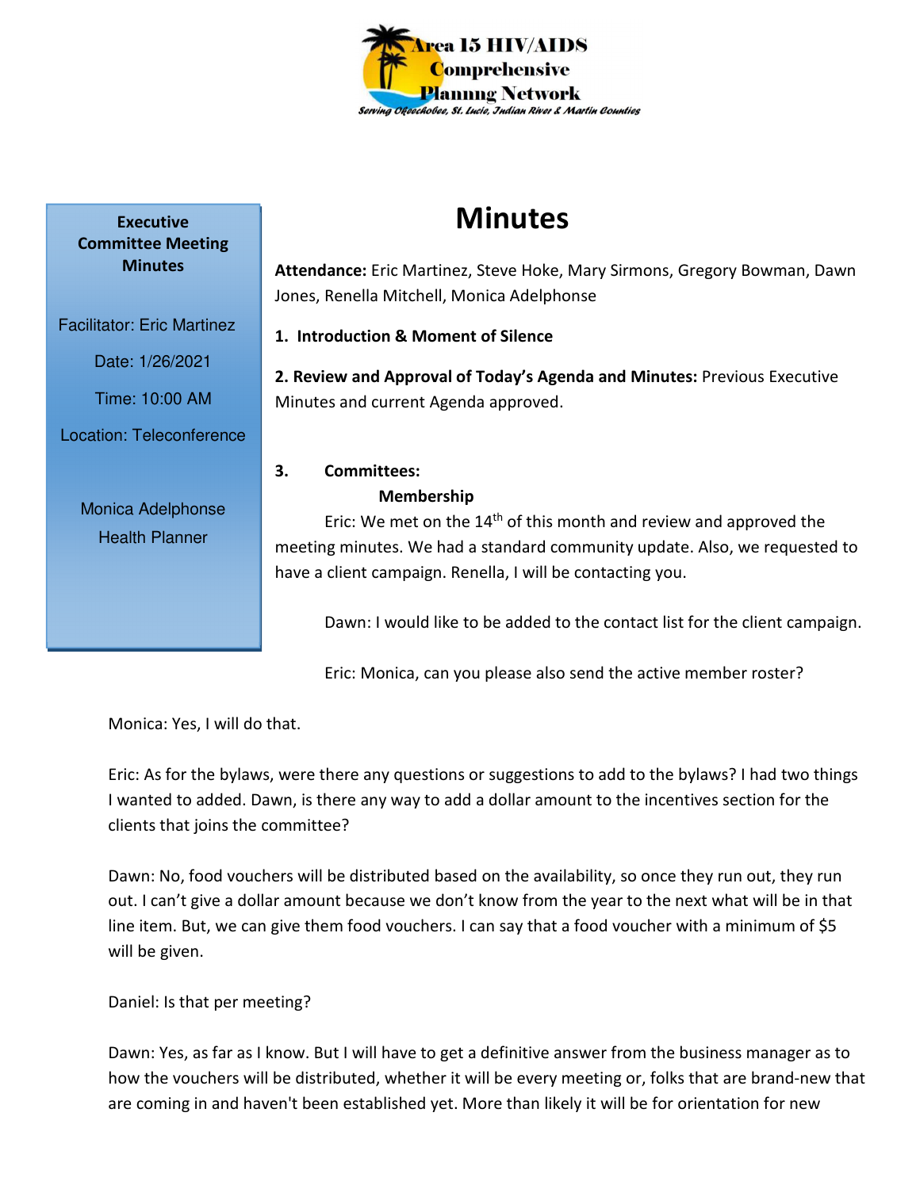**Area 15 HIV/AIDS Comprehensive Planning Network**

*Serving Okeechobee, St. Lucie, Indian River & Martin Counties*

**Executive Committee Meeting Minutes**

Facilitator: Eric Martinez

Date: 1/26/2021

Time: 10:00 AM

Location: Teleconference

Monica Adelphonse
Health Planner

# Minutes

**Attendance:** Eric Martinez, Steve Hoke, Mary Sirmons, Gregory Bowman, Dawn Jones, Renella Mitchell, Monica Adelphonse

**1. Introduction & Moment of Silence**

**2. Review and Approval of Today's Agenda and Minutes:** Previous Executive Minutes and current Agenda approved.

**3. Committees:**

**Membership**

Eric: We met on the 14th of this month and review and approved the meeting minutes. We had a standard community update. Also, we requested to have a client campaign. Renella, I will be contacting you.

Dawn: I would like to be added to the contact list for the client campaign.

Eric: Monica, can you please also send the active member roster?

Monica: Yes, I will do that.

Eric: As for the bylaws, were there any questions or suggestions to add to the bylaws? I had two things I wanted to added. Dawn, is there any way to add a dollar amount to the incentives section for the clients that joins the committee?

Dawn: No, food vouchers will be distributed based on the availability, so once they run out, they run out. I can't give a dollar amount because we don't know from the year to the next what will be in that line item. But, we can give them food vouchers. I can say that a food voucher with a minimum of $5 will be given.

Daniel: Is that per meeting?

Dawn: Yes, as far as I know. But I will have to get a definitive answer from the business manager as to how the vouchers will be distributed, whether it will be every meeting or, folks that are brand-new that are coming in and haven't been established yet. More than likely it will be for orientation for new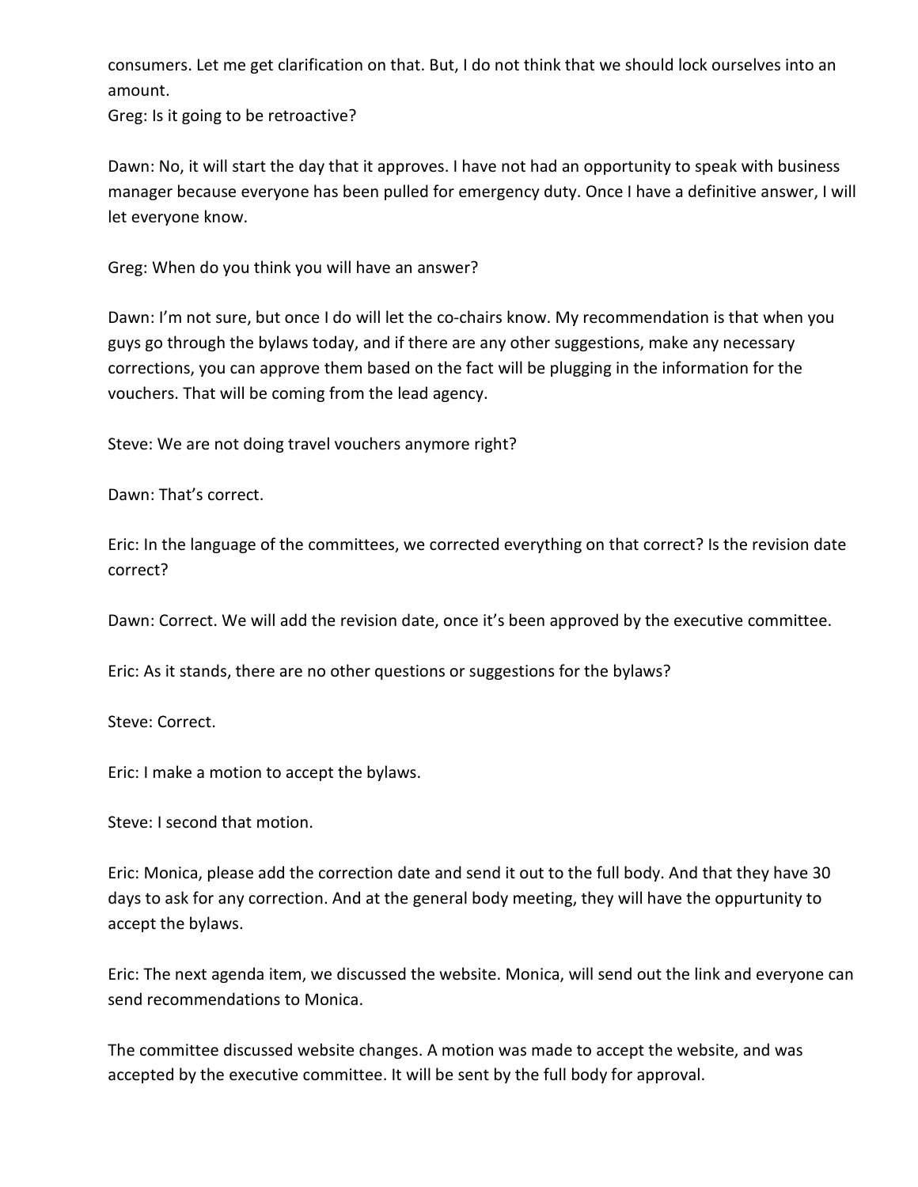consumers. Let me get clarification on that. But, I do not think that we should lock ourselves into an amount.
Greg: Is it going to be retroactive?

Dawn: No, it will start the day that it approves. I have not had an opportunity to speak with business manager because everyone has been pulled for emergency duty. Once I have a definitive answer, I will let everyone know.

Greg: When do you think you will have an answer?

Dawn: I'm not sure, but once I do will let the co-chairs know. My recommendation is that when you guys go through the bylaws today, and if there are any other suggestions, make any necessary corrections, you can approve them based on the fact will be plugging in the information for the vouchers. That will be coming from the lead agency.

Steve: We are not doing travel vouchers anymore right?

Dawn: That's correct.

Eric: In the language of the committees, we corrected everything on that correct? Is the revision date correct?

Dawn: Correct. We will add the revision date, once it's been approved by the executive committee.

Eric: As it stands, there are no other questions or suggestions for the bylaws?

Steve: Correct.

Eric: I make a motion to accept the bylaws.

Steve: I second that motion.

Eric: Monica, please add the correction date and send it out to the full body. And that they have 30 days to ask for any correction. And at the general body meeting, they will have the oppurtunity to accept the bylaws.

Eric: The next agenda item, we discussed the website. Monica, will send out the link and everyone can send recommendations to Monica.

The committee discussed website changes. A motion was made to accept the website, and was accepted by the executive committee. It will be sent by the full body for approval.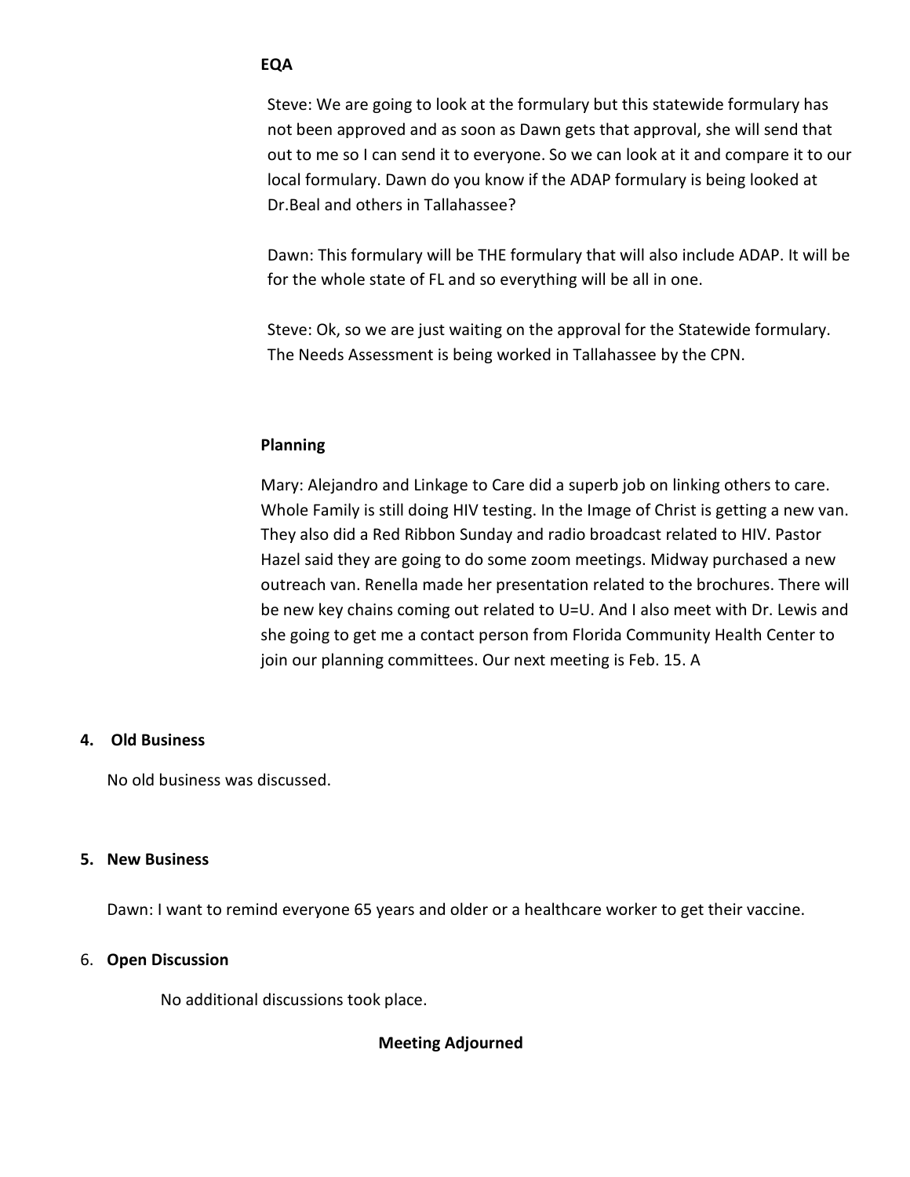**EQA**

Steve: We are going to look at the formulary but this statewide formulary has not been approved and as soon as Dawn gets that approval, she will send that out to me so I can send it to everyone. So we can look at it and compare it to our local formulary. Dawn do you know if the ADAP formulary is being looked at Dr.Beal and others in Tallahassee?

Dawn: This formulary will be THE formulary that will also include ADAP. It will be for the whole state of FL and so everything will be all in one.

Steve: Ok, so we are just waiting on the approval for the Statewide formulary. The Needs Assessment is being worked in Tallahassee by the CPN.

**Planning**

Mary: Alejandro and Linkage to Care did a superb job on linking others to care. Whole Family is still doing HIV testing. In the Image of Christ is getting a new van. They also did a Red Ribbon Sunday and radio broadcast related to HIV. Pastor Hazel said they are going to do some zoom meetings. Midway purchased a new outreach van. Renella made her presentation related to the brochures. There will be new key chains coming out related to U=U. And I also meet with Dr. Lewis and she going to get me a contact person from Florida Community Health Center to join our planning committees. Our next meeting is Feb. 15. A

## 4. Old Business

No old business was discussed.

## 5. New Business

Dawn: I want to remind everyone 65 years and older or a healthcare worker to get their vaccine.

## 6. Open Discussion

No additional discussions took place.

**Meeting Adjourned**